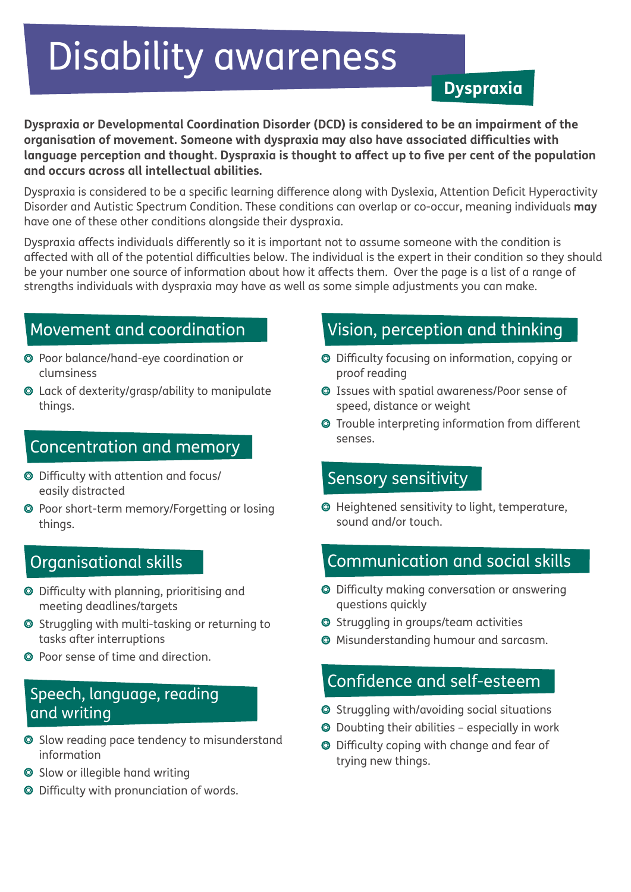# Disability awareness

## Dyspraxia

**Dyspraxia or Developmental Coordination Disorder (DCD) is considered to be an impairment of the organisation of movement. Someone with dyspraxia may also have associated difficulties with language perception and thought. Dyspraxia is thought to affect up to five per cent of the population and occurs across all intellectual abilities.**

Dyspraxia is considered to be a specific learning difference along with Dyslexia, Attention Deficit Hyperactivity Disorder and Autistic Spectrum Condition. These conditions can overlap or co-occur, meaning individuals **may** have one of these other conditions alongside their dyspraxia.

Dyspraxia affects individuals differently so it is important not to assume someone with the condition is affected with all of the potential difficulties below. The individual is the expert in their condition so they should be your number one source of information about how it affects them. Over the page is a list of a range of strengths individuals with dyspraxia may have as well as some simple adjustments you can make.

### Movement and coordination

- Poor balance/hand-eye coordination or clumsiness
- Lack of dexterity/grasp/ability to manipulate things.

### Concentration and memory

- Difficulty with attention and focus/ easily distracted
- Poor short-term memory/Forgetting or losing things.

### Organisational skills

- Difficulty with planning, prioritising and meeting deadlines/targets
- Struggling with multi-tasking or returning to tasks after interruptions
- Poor sense of time and direction.

### Speech, language, reading and writing

- Slow reading pace tendency to misunderstand information
- Slow or illegible hand writing
- Difficulty with pronunciation of words.

### Vision, perception and thinking

- Difficulty focusing on information, copying or proof reading
- Issues with spatial awareness/Poor sense of speed, distance or weight
- Trouble interpreting information from different senses.

### Sensory sensitivity

- Heightened sensitivity to light, temperature, sound and/or touch.

### Communication and social skills

- Difficulty making conversation or answering questions quickly
- Struggling in groups/team activities
- Misunderstanding humour and sarcasm.

### Confidence and self-esteem

- Struggling with/avoiding social situations
- Doubting their abilities – especially in work
- Difficulty coping with change and fear of trying new things.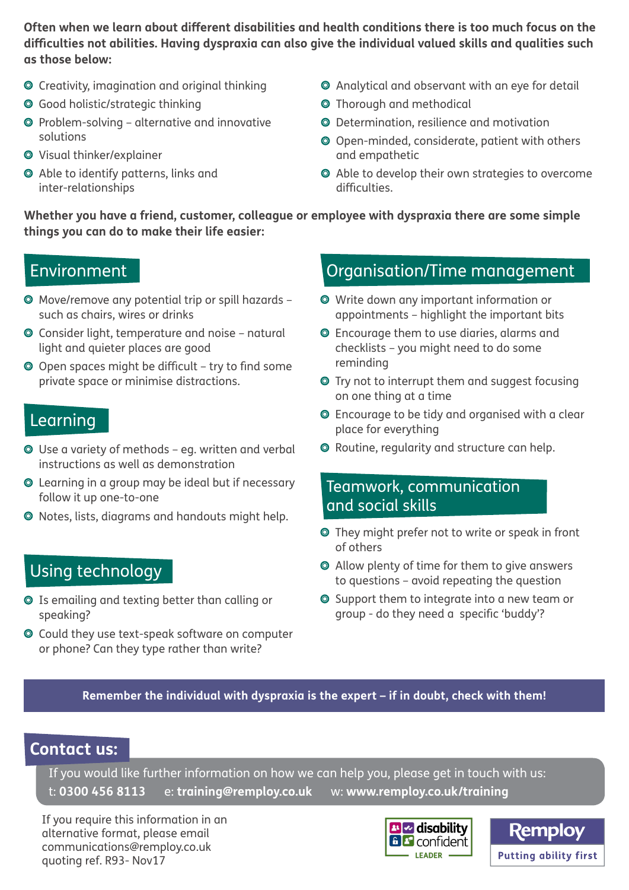**Often when we learn about different disabilities and health conditions there is too much focus on the difficulties not abilities. Having dyspraxia can also give the individual valued skills and qualities such as those below:**

- Creativity, imagination and original thinking
- Good holistic/strategic thinking
- Problem-solving – alternative and innovative solutions
- Visual thinker/explainer
- Able to identify patterns, links and inter-relationships
- Analytical and observant with an eye for detail
- Thorough and methodical
- Determination, resilience and motivation
- Open-minded, considerate, patient with others and empathetic
- Able to develop their own strategies to overcome difficulties.

**Whether you have a friend, customer, colleague or employee with dyspraxia there are some simple things you can do to make their life easier:**

## Environment

- Move/remove any potential trip or spill hazards – such as chairs, wires or drinks
- Consider light, temperature and noise – natural light and quieter places are good
- Open spaces might be difficult – try to find some private space or minimise distractions.

## Learning

- Use a variety of methods – eg. written and verbal instructions as well as demonstration
- Learning in a group may be ideal but if necessary follow it up one-to-one
- Notes, lists, diagrams and handouts might help.

## Using technology

- Is emailing and texting better than calling or speaking?
- Could they use text-speak software on computer or phone? Can they type rather than write?

## Organisation/Time management

- Write down any important information or appointments – highlight the important bits
- Encourage them to use diaries, alarms and checklists – you might need to do some reminding
- Try not to interrupt them and suggest focusing on one thing at a time
- Encourage to be tidy and organised with a clear place for everything
- Routine, regularity and structure can help.

## Teamwork, communication and social skills

- They might prefer not to write or speak in front of others
- Allow plenty of time for them to give answers to questions – avoid repeating the question
- Support them to integrate into a new team or group - do they need a specific 'buddy'?

**Remember the individual with dyspraxia is the expert – if in doubt, check with them!**

## Contact us:

If you would like further information on how we can help you, please get in touch with us:

t: **0300 456 8113** e: **training@remploy.co.uk** w: **www.remploy.co.uk/training**

If you require this information in an alternative format, please email communications@remploy.co.uk quoting ref. R93- Nov17

disability confident LEADER

Remploy – Putting ability first